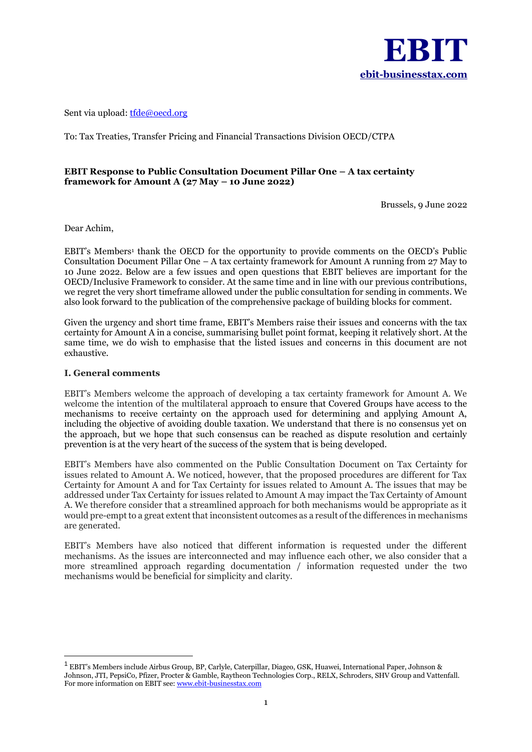**EBIT**
[ebit-businesstax.com](http://ebit-businesstax.com)

Sent via upload: tfde@oecd.org

To: Tax Treaties, Transfer Pricing and Financial Transactions Division OECD/CTPA

**EBIT Response to Public Consultation Document Pillar One – A tax certainty framework for Amount A (27 May – 10 June 2022)**

Brussels, 9 June 2022

Dear Achim,

EBIT's Members[1] thank the OECD for the opportunity to provide comments on the OECD's Public Consultation Document Pillar One – A tax certainty framework for Amount A running from 27 May to 10 June 2022. Below are a few issues and open questions that EBIT believes are important for the OECD/Inclusive Framework to consider. At the same time and in line with our previous contributions, we regret the very short timeframe allowed under the public consultation for sending in comments. We also look forward to the publication of the comprehensive package of building blocks for comment.

Given the urgency and short time frame, EBIT's Members raise their issues and concerns with the tax certainty for Amount A in a concise, summarising bullet point format, keeping it relatively short. At the same time, we do wish to emphasise that the listed issues and concerns in this document are not exhaustive.

**I. General comments**

EBIT's Members welcome the approach of developing a tax certainty framework for Amount A. We welcome the intention of the multilateral approach to ensure that Covered Groups have access to the mechanisms to receive certainty on the approach used for determining and applying Amount A, including the objective of avoiding double taxation. We understand that there is no consensus yet on the approach, but we hope that such consensus can be reached as dispute resolution and certainly prevention is at the very heart of the success of the system that is being developed.

EBIT's Members have also commented on the Public Consultation Document on Tax Certainty for issues related to Amount A. We noticed, however, that the proposed procedures are different for Tax Certainty for Amount A and for Tax Certainty for issues related to Amount A. The issues that may be addressed under Tax Certainty for issues related to Amount A may impact the Tax Certainty of Amount A. We therefore consider that a streamlined approach for both mechanisms would be appropriate as it would pre-empt to a great extent that inconsistent outcomes as a result of the differences in mechanisms are generated.

EBIT's Members have also noticed that different information is requested under the different mechanisms. As the issues are interconnected and may influence each other, we also consider that a more streamlined approach regarding documentation / information requested under the two mechanisms would be beneficial for simplicity and clarity.

---

[1] EBIT's Members include Airbus Group, BP, Carlyle, Caterpillar, Diageo, GSK, Huawei, International Paper, Johnson & Johnson, JTI, PepsiCo, Pfizer, Procter & Gamble, Raytheon Technologies Corp., RELX, Schroders, SHV Group and Vattenfall. For more information on EBIT see: www.ebit-businesstax.com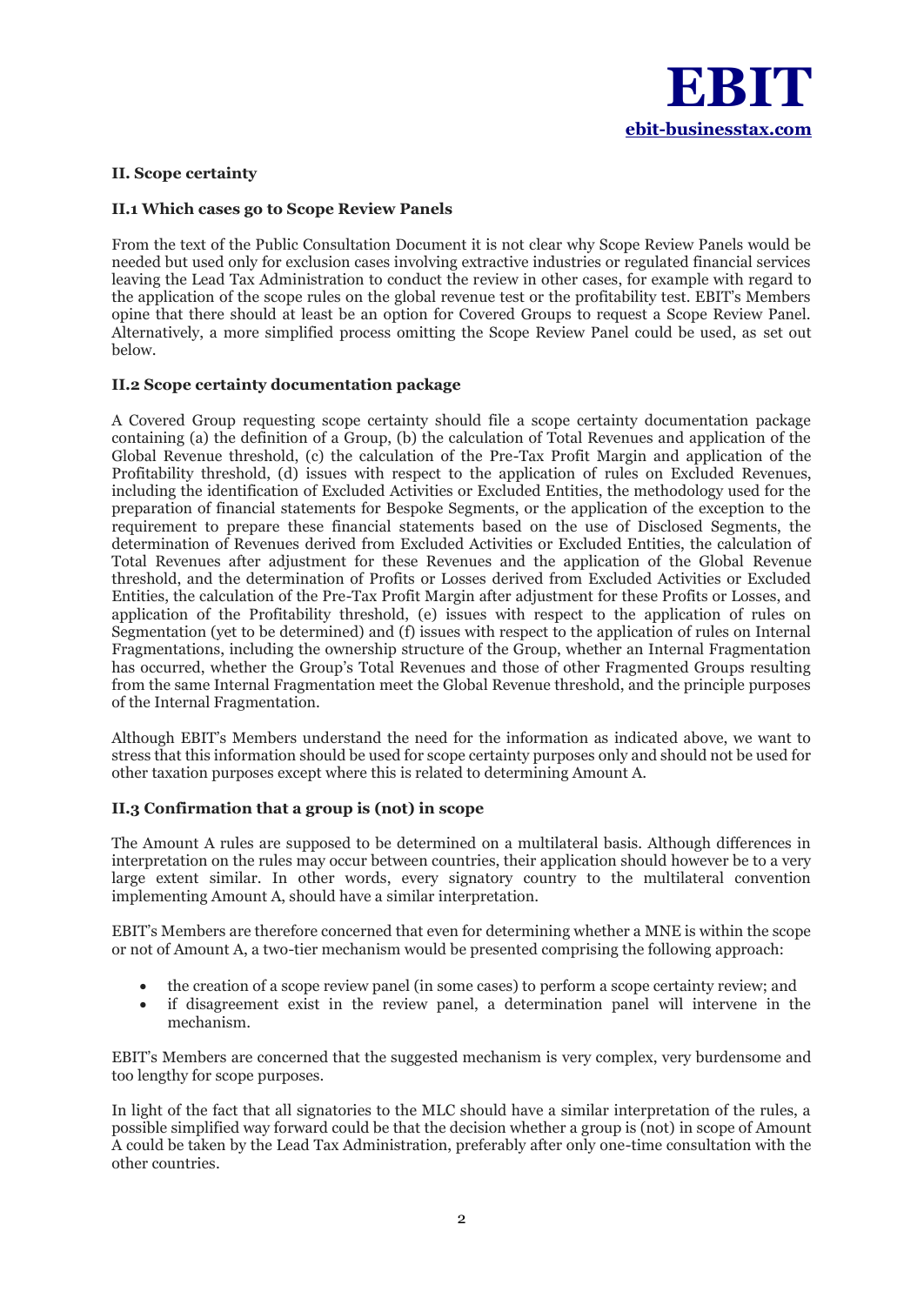## II. Scope certainty

### II.1 Which cases go to Scope Review Panels

From the text of the Public Consultation Document it is not clear why Scope Review Panels would be needed but used only for exclusion cases involving extractive industries or regulated financial services leaving the Lead Tax Administration to conduct the review in other cases, for example with regard to the application of the scope rules on the global revenue test or the profitability test. EBIT's Members opine that there should at least be an option for Covered Groups to request a Scope Review Panel. Alternatively, a more simplified process omitting the Scope Review Panel could be used, as set out below.

### II.2 Scope certainty documentation package

A Covered Group requesting scope certainty should file a scope certainty documentation package containing (a) the definition of a Group, (b) the calculation of Total Revenues and application of the Global Revenue threshold, (c) the calculation of the Pre-Tax Profit Margin and application of the Profitability threshold, (d) issues with respect to the application of rules on Excluded Revenues, including the identification of Excluded Activities or Excluded Entities, the methodology used for the preparation of financial statements for Bespoke Segments, or the application of the exception to the requirement to prepare these financial statements based on the use of Disclosed Segments, the determination of Revenues derived from Excluded Activities or Excluded Entities, the calculation of Total Revenues after adjustment for these Revenues and the application of the Global Revenue threshold, and the determination of Profits or Losses derived from Excluded Activities or Excluded Entities, the calculation of the Pre-Tax Profit Margin after adjustment for these Profits or Losses, and application of the Profitability threshold, (e) issues with respect to the application of rules on Segmentation (yet to be determined) and (f) issues with respect to the application of rules on Internal Fragmentations, including the ownership structure of the Group, whether an Internal Fragmentation has occurred, whether the Group's Total Revenues and those of other Fragmented Groups resulting from the same Internal Fragmentation meet the Global Revenue threshold, and the principle purposes of the Internal Fragmentation.

Although EBIT's Members understand the need for the information as indicated above, we want to stress that this information should be used for scope certainty purposes only and should not be used for other taxation purposes except where this is related to determining Amount A.

### II.3 Confirmation that a group is (not) in scope

The Amount A rules are supposed to be determined on a multilateral basis. Although differences in interpretation on the rules may occur between countries, their application should however be to a very large extent similar. In other words, every signatory country to the multilateral convention implementing Amount A, should have a similar interpretation.

EBIT's Members are therefore concerned that even for determining whether a MNE is within the scope or not of Amount A, a two-tier mechanism would be presented comprising the following approach:

- the creation of a scope review panel (in some cases) to perform a scope certainty review; and
- if disagreement exist in the review panel, a determination panel will intervene in the mechanism.

EBIT's Members are concerned that the suggested mechanism is very complex, very burdensome and too lengthy for scope purposes.

In light of the fact that all signatories to the MLC should have a similar interpretation of the rules, a possible simplified way forward could be that the decision whether a group is (not) in scope of Amount A could be taken by the Lead Tax Administration, preferably after only one-time consultation with the other countries.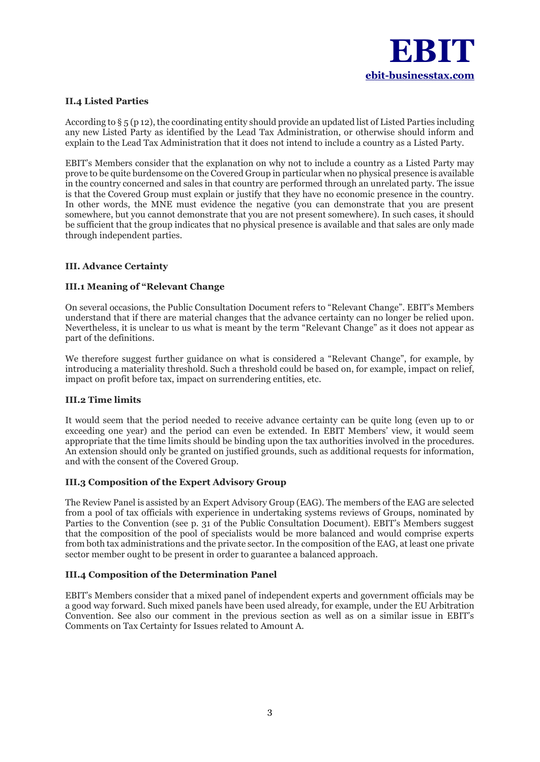## II.4 Listed Parties

According to § 5 (p 12), the coordinating entity should provide an updated list of Listed Parties including any new Listed Party as identified by the Lead Tax Administration, or otherwise should inform and explain to the Lead Tax Administration that it does not intend to include a country as a Listed Party.

EBIT's Members consider that the explanation on why not to include a country as a Listed Party may prove to be quite burdensome on the Covered Group in particular when no physical presence is available in the country concerned and sales in that country are performed through an unrelated party. The issue is that the Covered Group must explain or justify that they have no economic presence in the country. In other words, the MNE must evidence the negative (you can demonstrate that you are present somewhere, but you cannot demonstrate that you are not present somewhere). In such cases, it should be sufficient that the group indicates that no physical presence is available and that sales are only made through independent parties.

## III. Advance Certainty

### III.1 Meaning of "Relevant Change

On several occasions, the Public Consultation Document refers to "Relevant Change". EBIT's Members understand that if there are material changes that the advance certainty can no longer be relied upon. Nevertheless, it is unclear to us what is meant by the term "Relevant Change" as it does not appear as part of the definitions.

We therefore suggest further guidance on what is considered a "Relevant Change", for example, by introducing a materiality threshold. Such a threshold could be based on, for example, impact on relief, impact on profit before tax, impact on surrendering entities, etc.

### III.2 Time limits

It would seem that the period needed to receive advance certainty can be quite long (even up to or exceeding one year) and the period can even be extended. In EBIT Members' view, it would seem appropriate that the time limits should be binding upon the tax authorities involved in the procedures. An extension should only be granted on justified grounds, such as additional requests for information, and with the consent of the Covered Group.

### III.3 Composition of the Expert Advisory Group

The Review Panel is assisted by an Expert Advisory Group (EAG). The members of the EAG are selected from a pool of tax officials with experience in undertaking systems reviews of Groups, nominated by Parties to the Convention (see p. 31 of the Public Consultation Document). EBIT's Members suggest that the composition of the pool of specialists would be more balanced and would comprise experts from both tax administrations and the private sector. In the composition of the EAG, at least one private sector member ought to be present in order to guarantee a balanced approach.

### III.4 Composition of the Determination Panel

EBIT's Members consider that a mixed panel of independent experts and government officials may be a good way forward. Such mixed panels have been used already, for example, under the EU Arbitration Convention. See also our comment in the previous section as well as on a similar issue in EBIT's Comments on Tax Certainty for Issues related to Amount A.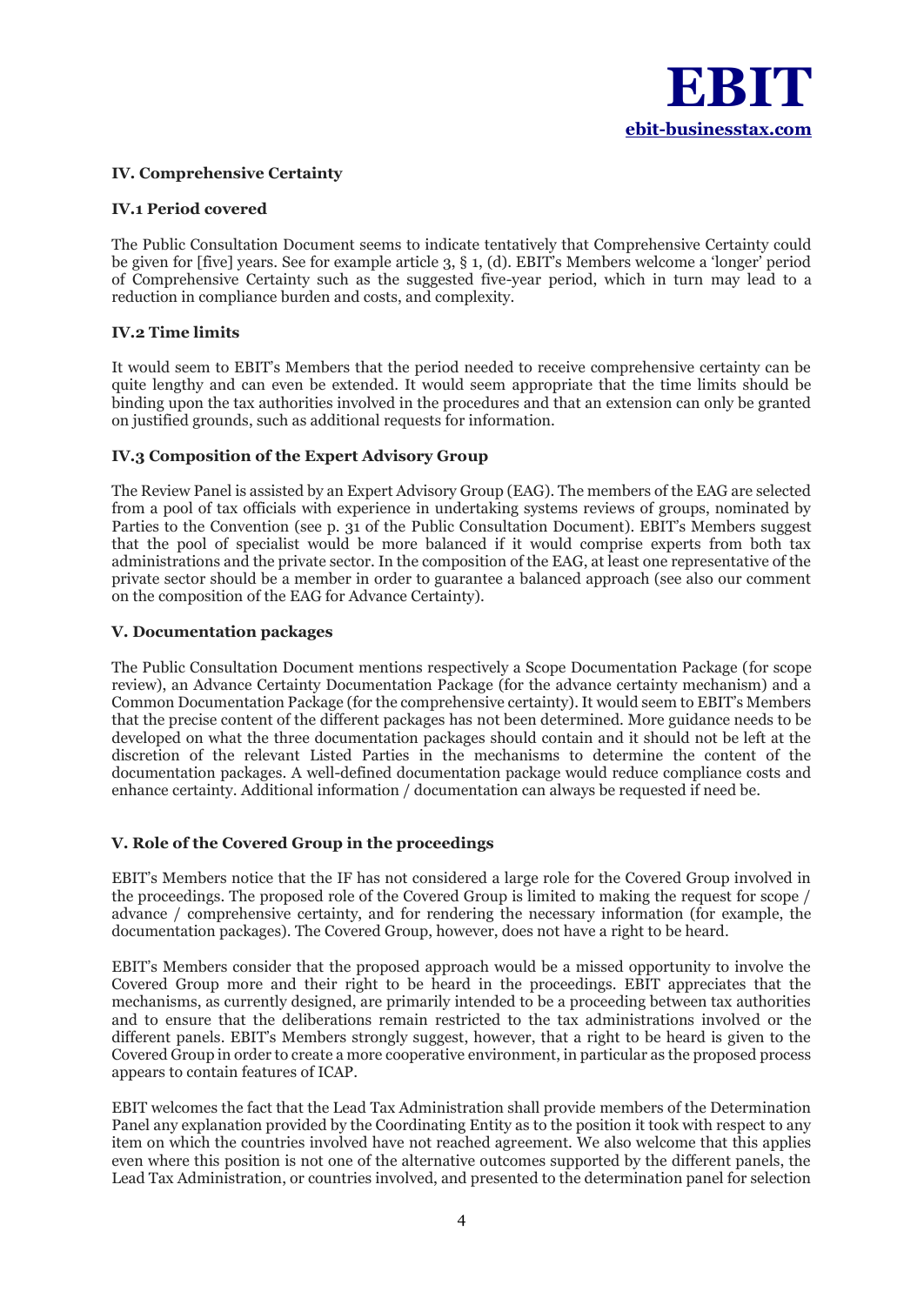## IV. Comprehensive Certainty

### IV.1 Period covered

The Public Consultation Document seems to indicate tentatively that Comprehensive Certainty could be given for [five] years. See for example article 3, § 1, (d). EBIT's Members welcome a 'longer' period of Comprehensive Certainty such as the suggested five-year period, which in turn may lead to a reduction in compliance burden and costs, and complexity.

### IV.2 Time limits

It would seem to EBIT's Members that the period needed to receive comprehensive certainty can be quite lengthy and can even be extended. It would seem appropriate that the time limits should be binding upon the tax authorities involved in the procedures and that an extension can only be granted on justified grounds, such as additional requests for information.

### IV.3 Composition of the Expert Advisory Group

The Review Panel is assisted by an Expert Advisory Group (EAG). The members of the EAG are selected from a pool of tax officials with experience in undertaking systems reviews of groups, nominated by Parties to the Convention (see p. 31 of the Public Consultation Document). EBIT's Members suggest that the pool of specialist would be more balanced if it would comprise experts from both tax administrations and the private sector. In the composition of the EAG, at least one representative of the private sector should be a member in order to guarantee a balanced approach (see also our comment on the composition of the EAG for Advance Certainty).

## V. Documentation packages

The Public Consultation Document mentions respectively a Scope Documentation Package (for scope review), an Advance Certainty Documentation Package (for the advance certainty mechanism) and a Common Documentation Package (for the comprehensive certainty). It would seem to EBIT's Members that the precise content of the different packages has not been determined. More guidance needs to be developed on what the three documentation packages should contain and it should not be left at the discretion of the relevant Listed Parties in the mechanisms to determine the content of the documentation packages. A well-defined documentation package would reduce compliance costs and enhance certainty. Additional information / documentation can always be requested if need be.

## V. Role of the Covered Group in the proceedings

EBIT's Members notice that the IF has not considered a large role for the Covered Group involved in the proceedings. The proposed role of the Covered Group is limited to making the request for scope / advance / comprehensive certainty, and for rendering the necessary information (for example, the documentation packages). The Covered Group, however, does not have a right to be heard.

EBIT's Members consider that the proposed approach would be a missed opportunity to involve the Covered Group more and their right to be heard in the proceedings. EBIT appreciates that the mechanisms, as currently designed, are primarily intended to be a proceeding between tax authorities and to ensure that the deliberations remain restricted to the tax administrations involved or the different panels. EBIT's Members strongly suggest, however, that a right to be heard is given to the Covered Group in order to create a more cooperative environment, in particular as the proposed process appears to contain features of ICAP.

EBIT welcomes the fact that the Lead Tax Administration shall provide members of the Determination Panel any explanation provided by the Coordinating Entity as to the position it took with respect to any item on which the countries involved have not reached agreement. We also welcome that this applies even where this position is not one of the alternative outcomes supported by the different panels, the Lead Tax Administration, or countries involved, and presented to the determination panel for selection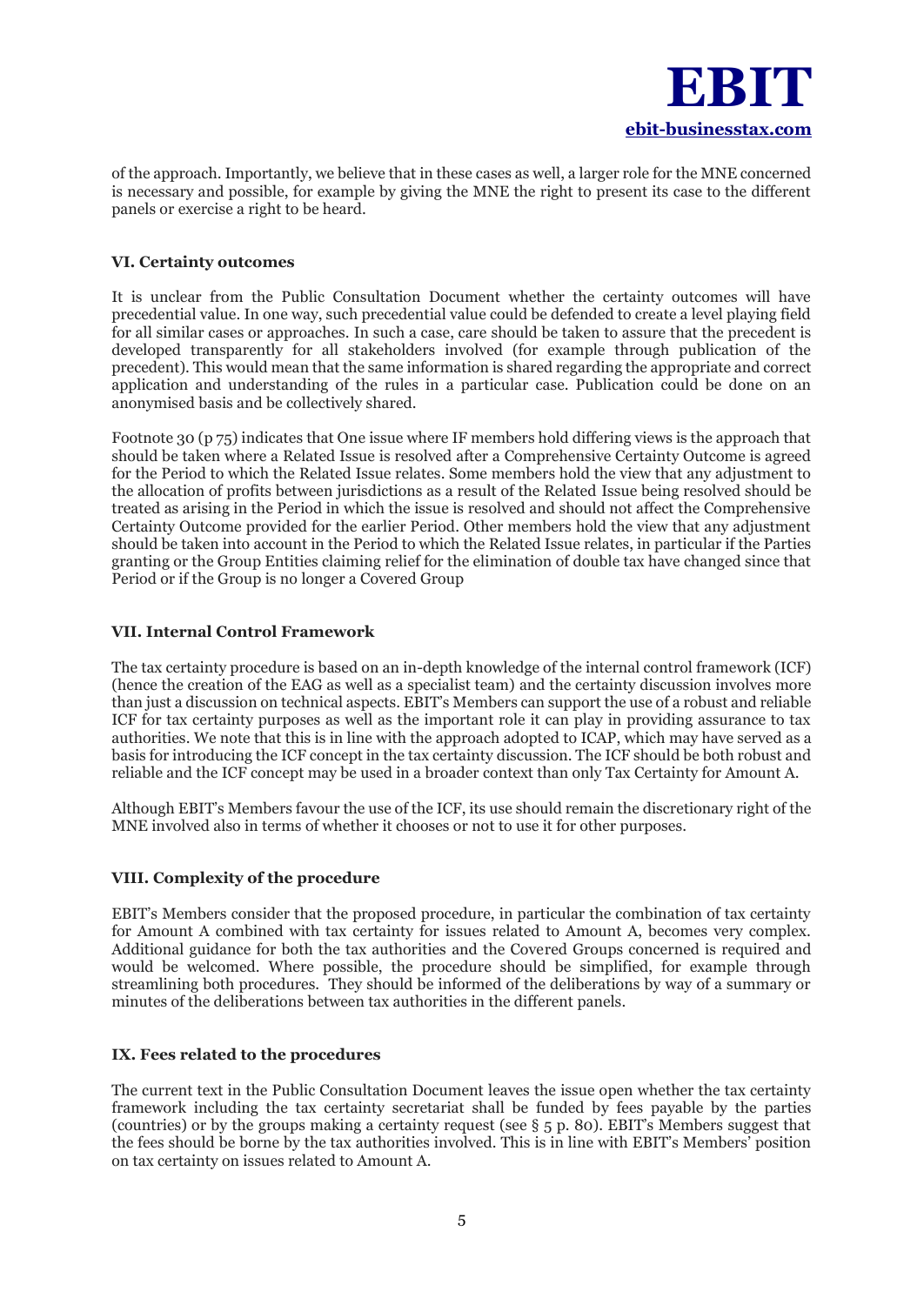of the approach. Importantly, we believe that in these cases as well, a larger role for the MNE concerned is necessary and possible, for example by giving the MNE the right to present its case to the different panels or exercise a right to be heard.

### VI. Certainty outcomes

It is unclear from the Public Consultation Document whether the certainty outcomes will have precedential value. In one way, such precedential value could be defended to create a level playing field for all similar cases or approaches. In such a case, care should be taken to assure that the precedent is developed transparently for all stakeholders involved (for example through publication of the precedent). This would mean that the same information is shared regarding the appropriate and correct application and understanding of the rules in a particular case. Publication could be done on an anonymised basis and be collectively shared.

Footnote 30 (p 75) indicates that One issue where IF members hold differing views is the approach that should be taken where a Related Issue is resolved after a Comprehensive Certainty Outcome is agreed for the Period to which the Related Issue relates. Some members hold the view that any adjustment to the allocation of profits between jurisdictions as a result of the Related Issue being resolved should be treated as arising in the Period in which the issue is resolved and should not affect the Comprehensive Certainty Outcome provided for the earlier Period. Other members hold the view that any adjustment should be taken into account in the Period to which the Related Issue relates, in particular if the Parties granting or the Group Entities claiming relief for the elimination of double tax have changed since that Period or if the Group is no longer a Covered Group

### VII. Internal Control Framework

The tax certainty procedure is based on an in-depth knowledge of the internal control framework (ICF) (hence the creation of the EAG as well as a specialist team) and the certainty discussion involves more than just a discussion on technical aspects. EBIT's Members can support the use of a robust and reliable ICF for tax certainty purposes as well as the important role it can play in providing assurance to tax authorities. We note that this is in line with the approach adopted to ICAP, which may have served as a basis for introducing the ICF concept in the tax certainty discussion. The ICF should be both robust and reliable and the ICF concept may be used in a broader context than only Tax Certainty for Amount A.

Although EBIT's Members favour the use of the ICF, its use should remain the discretionary right of the MNE involved also in terms of whether it chooses or not to use it for other purposes.

### VIII. Complexity of the procedure

EBIT's Members consider that the proposed procedure, in particular the combination of tax certainty for Amount A combined with tax certainty for issues related to Amount A, becomes very complex. Additional guidance for both the tax authorities and the Covered Groups concerned is required and would be welcomed. Where possible, the procedure should be simplified, for example through streamlining both procedures. They should be informed of the deliberations by way of a summary or minutes of the deliberations between tax authorities in the different panels.

### IX. Fees related to the procedures

The current text in the Public Consultation Document leaves the issue open whether the tax certainty framework including the tax certainty secretariat shall be funded by fees payable by the parties (countries) or by the groups making a certainty request (see § 5 p. 80). EBIT's Members suggest that the fees should be borne by the tax authorities involved. This is in line with EBIT's Members' position on tax certainty on issues related to Amount A.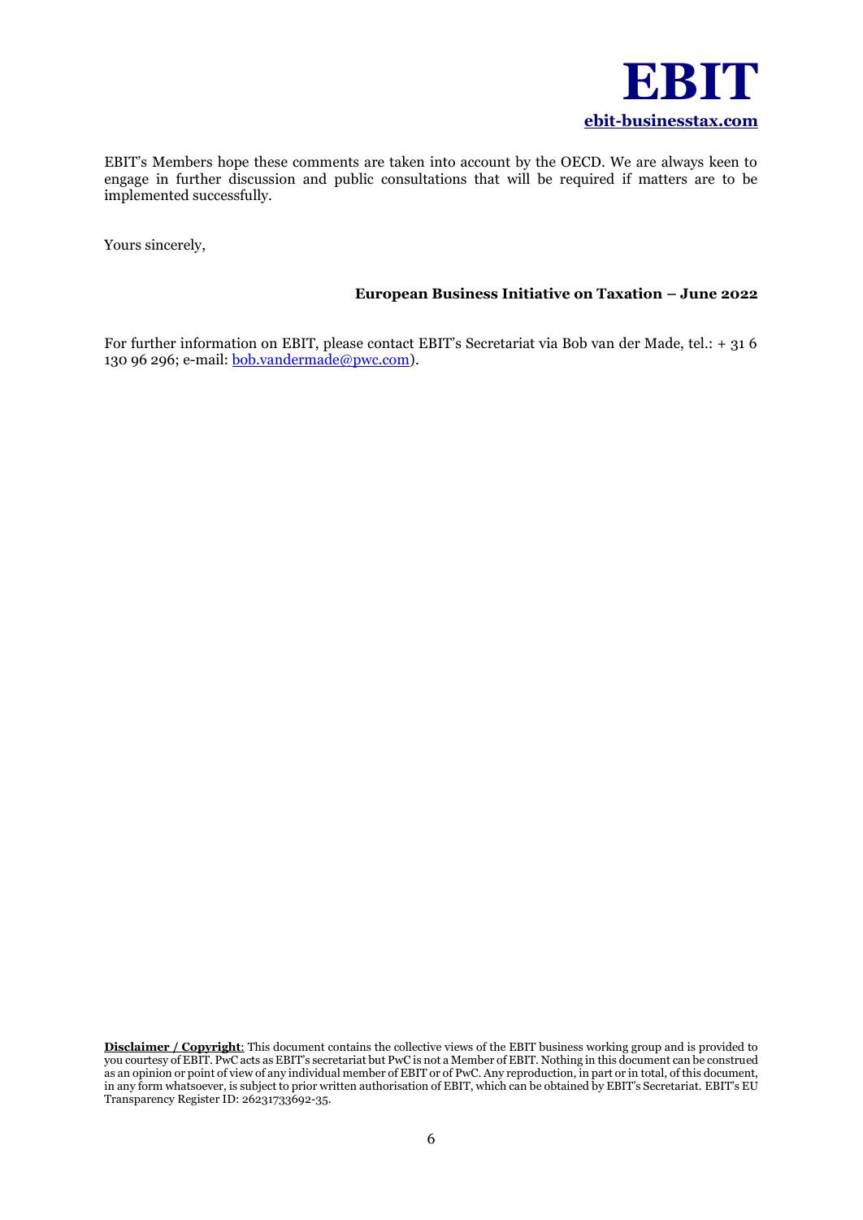EBIT's Members hope these comments are taken into account by the OECD. We are always keen to engage in further discussion and public consultations that will be required if matters are to be implemented successfully.

Yours sincerely,

**European Business Initiative on Taxation – June 2022**

For further information on EBIT, please contact EBIT's Secretariat via Bob van der Made, tel.: + 31 6 130 96 296; e-mail: bob.vandermade@pwc.com).

**Disclaimer / Copyright**: This document contains the collective views of the EBIT business working group and is provided to you courtesy of EBIT. PwC acts as EBIT's secretariat but PwC is not a Member of EBIT. Nothing in this document can be construed as an opinion or point of view of any individual member of EBIT or of PwC. Any reproduction, in part or in total, of this document, in any form whatsoever, is subject to prior written authorisation of EBIT, which can be obtained by EBIT's Secretariat. EBIT's EU Transparency Register ID: 26231733692-35.